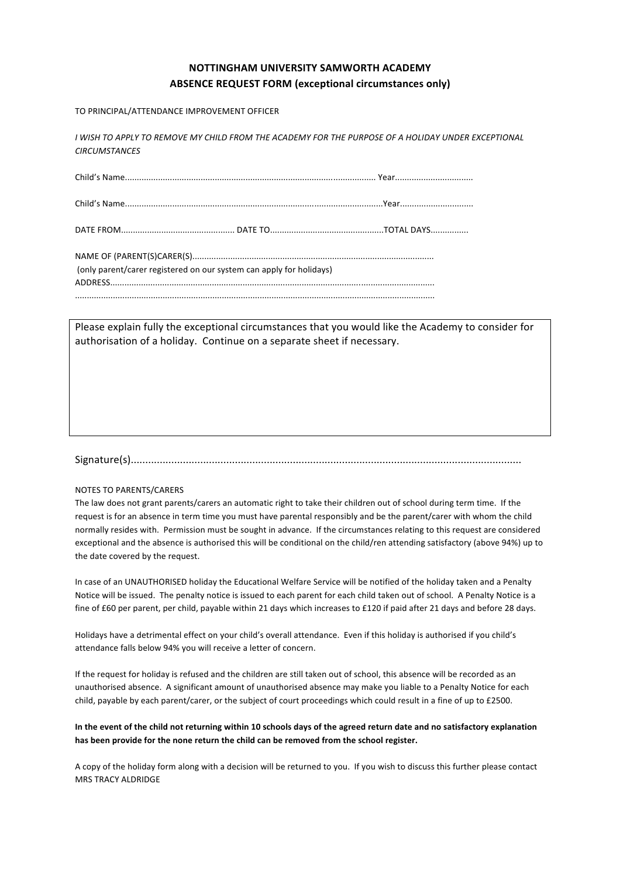# NOTTINGHAM UNIVERSITY SAMWORTH ACADEMY
## ABSENCE REQUEST FORM (exceptional circumstances only)

TO PRINCIPAL/ATTENDANCE IMPROVEMENT OFFICER

*I WISH TO APPLY TO REMOVE MY CHILD FROM THE ACADEMY FOR THE PURPOSE OF A HOLIDAY UNDER EXCEPTIONAL CIRCUMSTANCES*

Child's Name........................................................................................................ Year................................

Child's Name...........................................................................................................Year..............................

DATE FROM............................................... DATE TO...............................................TOTAL DAYS................

NAME OF (PARENT(S)CARER(S)....................................................................................................
(only parent/carer registered on our system can apply for holidays)
ADDRESS.......................................................................................................................................
......................................................................................................................................................

Please explain fully the exceptional circumstances that you would like the Academy to consider for authorisation of a holiday. Continue on a separate sheet if necessary.

Signature(s)......................................................................................................................................

NOTES TO PARENTS/CARERS

The law does not grant parents/carers an automatic right to take their children out of school during term time. If the request is for an absence in term time you must have parental responsibly and be the parent/carer with whom the child normally resides with. Permission must be sought in advance. If the circumstances relating to this request are considered exceptional and the absence is authorised this will be conditional on the child/ren attending satisfactory (above 94%) up to the date covered by the request.

In case of an UNAUTHORISED holiday the Educational Welfare Service will be notified of the holiday taken and a Penalty Notice will be issued. The penalty notice is issued to each parent for each child taken out of school. A Penalty Notice is a fine of £60 per parent, per child, payable within 21 days which increases to £120 if paid after 21 days and before 28 days.

Holidays have a detrimental effect on your child's overall attendance. Even if this holiday is authorised if you child's attendance falls below 94% you will receive a letter of concern.

If the request for holiday is refused and the children are still taken out of school, this absence will be recorded as an unauthorised absence. A significant amount of unauthorised absence may make you liable to a Penalty Notice for each child, payable by each parent/carer, or the subject of court proceedings which could result in a fine of up to £2500.

**In the event of the child not returning within 10 schools days of the agreed return date and no satisfactory explanation has been provide for the none return the child can be removed from the school register.**

A copy of the holiday form along with a decision will be returned to you. If you wish to discuss this further please contact MRS TRACY ALDRIDGE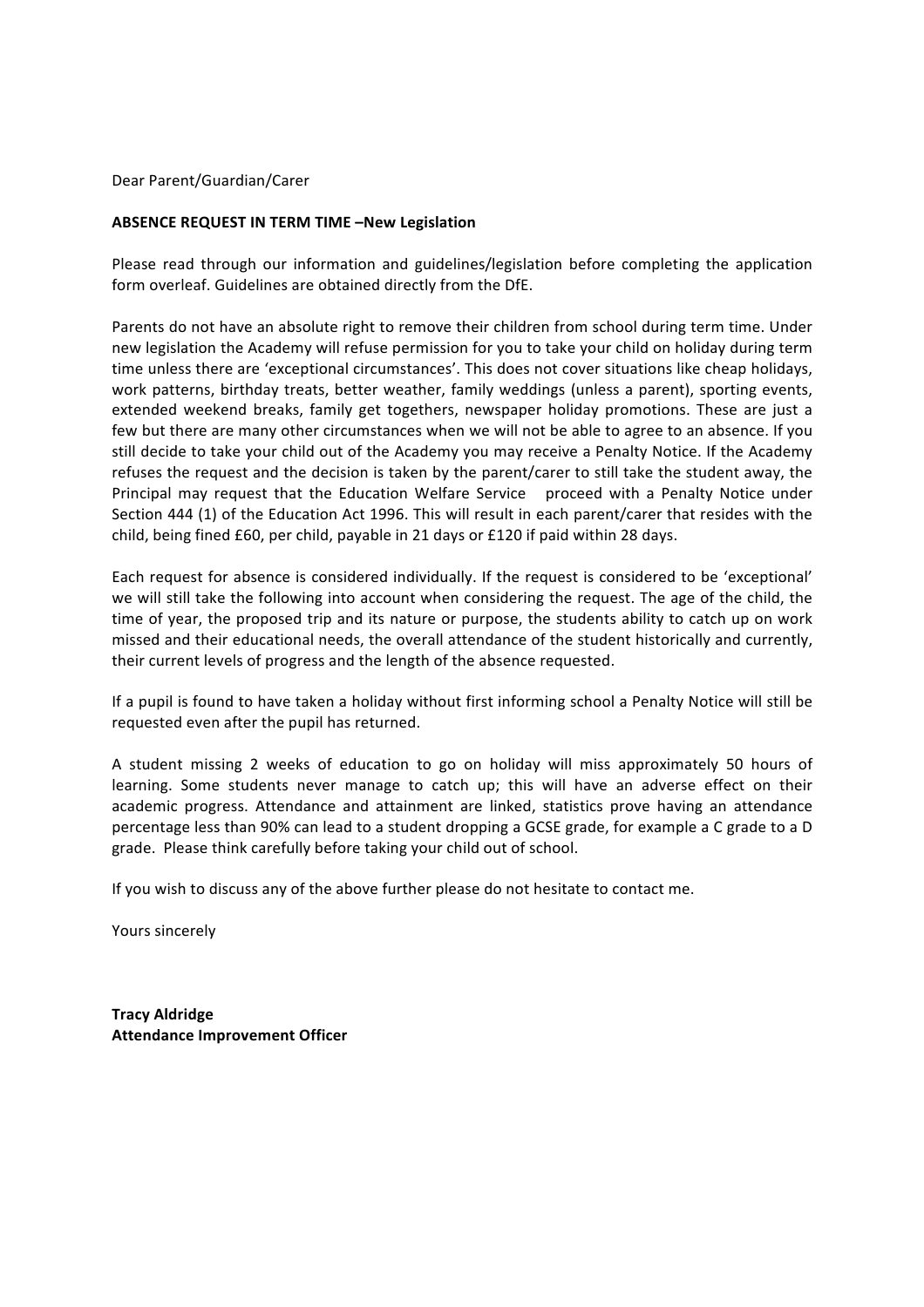Dear Parent/Guardian/Carer

**ABSENCE REQUEST IN TERM TIME –New Legislation**

Please read through our information and guidelines/legislation before completing the application form overleaf. Guidelines are obtained directly from the DfE.

Parents do not have an absolute right to remove their children from school during term time. Under new legislation the Academy will refuse permission for you to take your child on holiday during term time unless there are 'exceptional circumstances'. This does not cover situations like cheap holidays, work patterns, birthday treats, better weather, family weddings (unless a parent), sporting events, extended weekend breaks, family get togethers, newspaper holiday promotions. These are just a few but there are many other circumstances when we will not be able to agree to an absence. If you still decide to take your child out of the Academy you may receive a Penalty Notice. If the Academy refuses the request and the decision is taken by the parent/carer to still take the student away, the Principal may request that the Education Welfare Service proceed with a Penalty Notice under Section 444 (1) of the Education Act 1996. This will result in each parent/carer that resides with the child, being fined £60, per child, payable in 21 days or £120 if paid within 28 days.

Each request for absence is considered individually. If the request is considered to be 'exceptional' we will still take the following into account when considering the request. The age of the child, the time of year, the proposed trip and its nature or purpose, the students ability to catch up on work missed and their educational needs, the overall attendance of the student historically and currently, their current levels of progress and the length of the absence requested.

If a pupil is found to have taken a holiday without first informing school a Penalty Notice will still be requested even after the pupil has returned.

A student missing 2 weeks of education to go on holiday will miss approximately 50 hours of learning. Some students never manage to catch up; this will have an adverse effect on their academic progress. Attendance and attainment are linked, statistics prove having an attendance percentage less than 90% can lead to a student dropping a GCSE grade, for example a C grade to a D grade. Please think carefully before taking your child out of school.

If you wish to discuss any of the above further please do not hesitate to contact me.

Yours sincerely

**Tracy Aldridge**
**Attendance Improvement Officer**